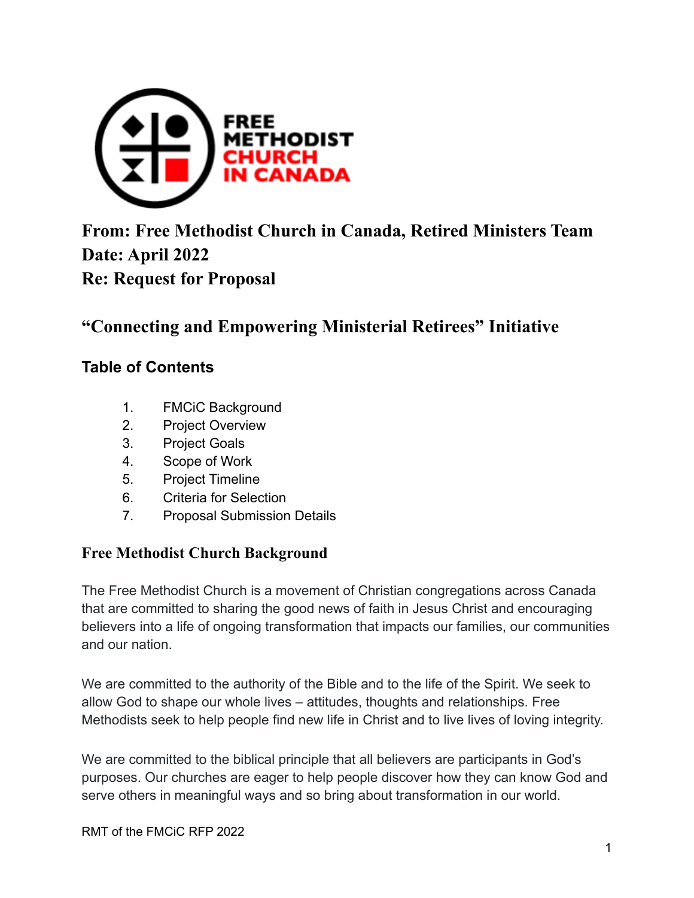**From: Free Methodist Church in Canada, Retired Ministers Team**
**Date: April 2022**
**Re: Request for Proposal**

# "Connecting and Empowering Ministerial Retirees" Initiative

## Table of Contents

1. FMCiC Background
2. Project Overview
3. Project Goals
4. Scope of Work
5. Project Timeline
6. Criteria for Selection
7. Proposal Submission Details

## Free Methodist Church Background

The Free Methodist Church is a movement of Christian congregations across Canada that are committed to sharing the good news of faith in Jesus Christ and encouraging believers into a life of ongoing transformation that impacts our families, our communities and our nation.

We are committed to the authority of the Bible and to the life of the Spirit. We seek to allow God to shape our whole lives – attitudes, thoughts and relationships. Free Methodists seek to help people find new life in Christ and to live lives of loving integrity.

We are committed to the biblical principle that all believers are participants in God's purposes. Our churches are eager to help people discover how they can know God and serve others in meaningful ways and so bring about transformation in our world.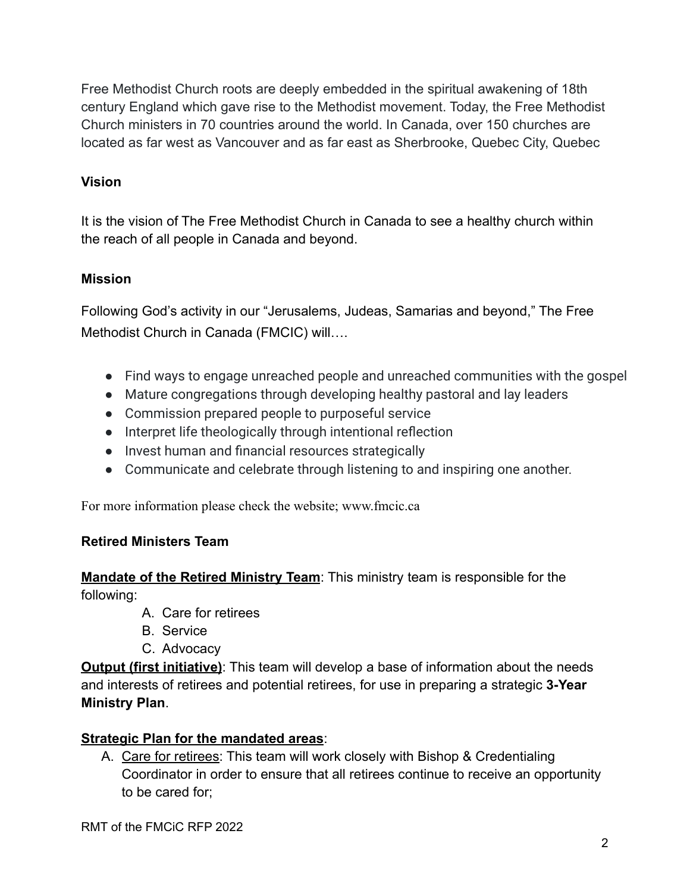Free Methodist Church roots are deeply embedded in the spiritual awakening of 18th century England which gave rise to the Methodist movement. Today, the Free Methodist Church ministers in 70 countries around the world. In Canada, over 150 churches are located as far west as Vancouver and as far east as Sherbrooke, Quebec City, Quebec

**Vision**

It is the vision of The Free Methodist Church in Canada to see a healthy church within the reach of all people in Canada and beyond.

**Mission**

Following God's activity in our "Jerusalems, Judeas, Samarias and beyond," The Free Methodist Church in Canada (FMCIC) will….

- Find ways to engage unreached people and unreached communities with the gospel
- Mature congregations through developing healthy pastoral and lay leaders
- Commission prepared people to purposeful service
- Interpret life theologically through intentional reflection
- Invest human and financial resources strategically
- Communicate and celebrate through listening to and inspiring one another.

For more information please check the website; www.fmcic.ca

**Retired Ministers Team**

**Mandate of the Retired Ministry Team**: This ministry team is responsible for the following:

A. Care for retirees
B. Service
C. Advocacy

**Output (first initiative)**: This team will develop a base of information about the needs and interests of retirees and potential retirees, for use in preparing a strategic **3-Year Ministry Plan**.

**Strategic Plan for the mandated areas**:

A. Care for retirees: This team will work closely with Bishop & Credentialing Coordinator in order to ensure that all retirees continue to receive an opportunity to be cared for;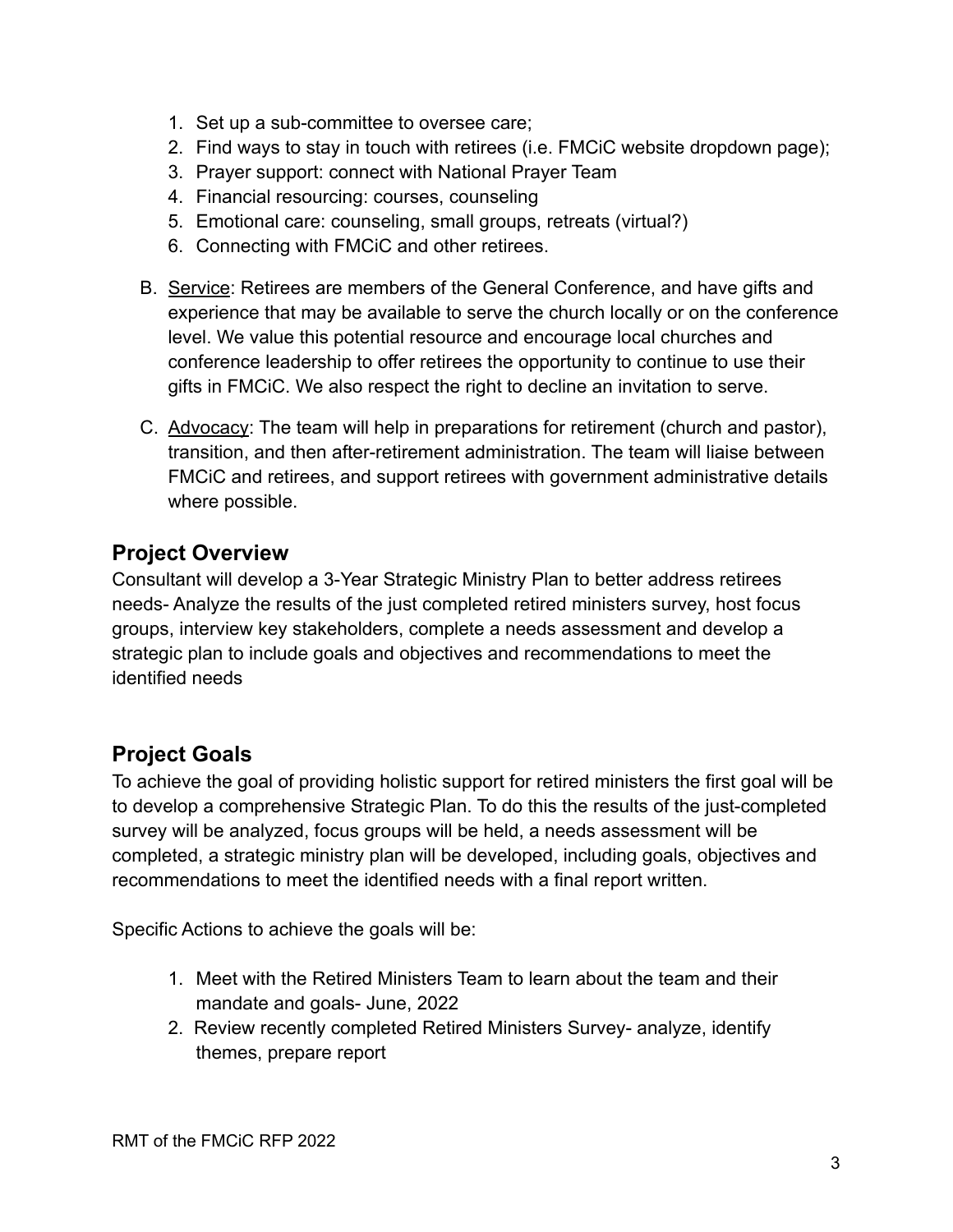1. Set up a sub-committee to oversee care;
2. Find ways to stay in touch with retirees (i.e. FMCiC website dropdown page);
3. Prayer support: connect with National Prayer Team
4. Financial resourcing: courses, counseling
5. Emotional care: counseling, small groups, retreats (virtual?)
6. Connecting with FMCiC and other retirees.

B. Service: Retirees are members of the General Conference, and have gifts and experience that may be available to serve the church locally or on the conference level. We value this potential resource and encourage local churches and conference leadership to offer retirees the opportunity to continue to use their gifts in FMCiC. We also respect the right to decline an invitation to serve.

C. Advocacy: The team will help in preparations for retirement (church and pastor), transition, and then after-retirement administration. The team will liaise between FMCiC and retirees, and support retirees with government administrative details where possible.

## Project Overview

Consultant will develop a 3-Year Strategic Ministry Plan to better address retirees needs- Analyze the results of the just completed retired ministers survey, host focus groups, interview key stakeholders, complete a needs assessment and develop a strategic plan to include goals and objectives and recommendations to meet the identified needs

## Project Goals

To achieve the goal of providing holistic support for retired ministers the first goal will be to develop a comprehensive Strategic Plan. To do this the results of the just-completed survey will be analyzed, focus groups will be held, a needs assessment will be completed, a strategic ministry plan will be developed, including goals, objectives and recommendations to meet the identified needs with a final report written.

Specific Actions to achieve the goals will be:

1. Meet with the Retired Ministers Team to learn about the team and their mandate and goals- June, 2022
2. Review recently completed Retired Ministers Survey- analyze, identify themes, prepare report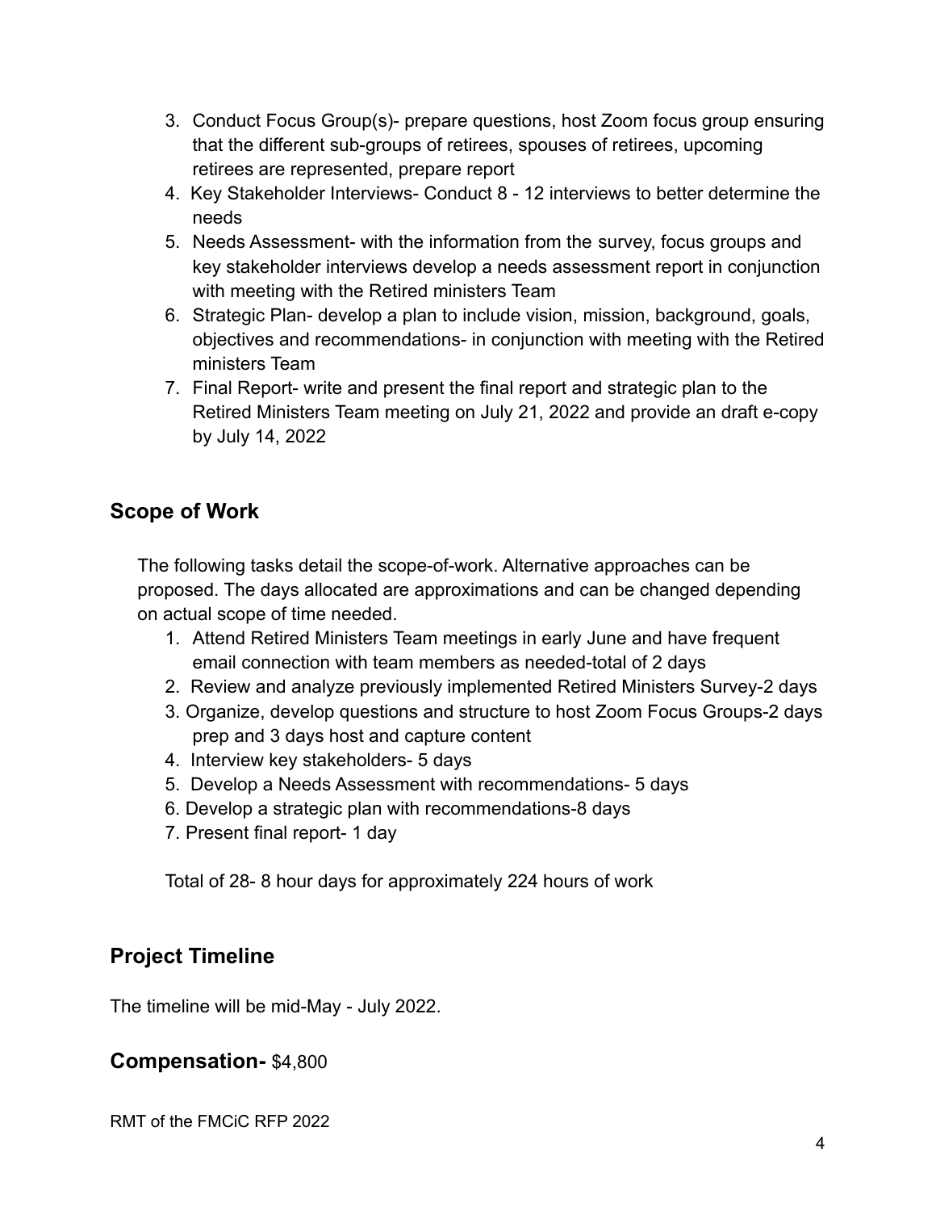3. Conduct Focus Group(s)- prepare questions, host Zoom focus group ensuring that the different sub-groups of retirees, spouses of retirees, upcoming retirees are represented, prepare report
4. Key Stakeholder Interviews- Conduct 8 - 12 interviews to better determine the needs
5. Needs Assessment- with the information from the survey, focus groups and key stakeholder interviews develop a needs assessment report in conjunction with meeting with the Retired ministers Team
6. Strategic Plan- develop a plan to include vision, mission, background, goals, objectives and recommendations- in conjunction with meeting with the Retired ministers Team
7. Final Report- write and present the final report and strategic plan to the Retired Ministers Team meeting on July 21, 2022 and provide an draft e-copy by July 14, 2022

## Scope of Work

The following tasks detail the scope-of-work. Alternative approaches can be proposed. The days allocated are approximations and can be changed depending on actual scope of time needed.

1. Attend Retired Ministers Team meetings in early June and have frequent email connection with team members as needed-total of 2 days
2. Review and analyze previously implemented Retired Ministers Survey-2 days
3. Organize, develop questions and structure to host Zoom Focus Groups-2 days prep and 3 days host and capture content
4. Interview key stakeholders- 5 days
5. Develop a Needs Assessment with recommendations- 5 days
6. Develop a strategic plan with recommendations-8 days
7. Present final report- 1 day

Total of 28- 8 hour days for approximately 224 hours of work

## Project Timeline

The timeline will be mid-May - July 2022.

## Compensation- $4,800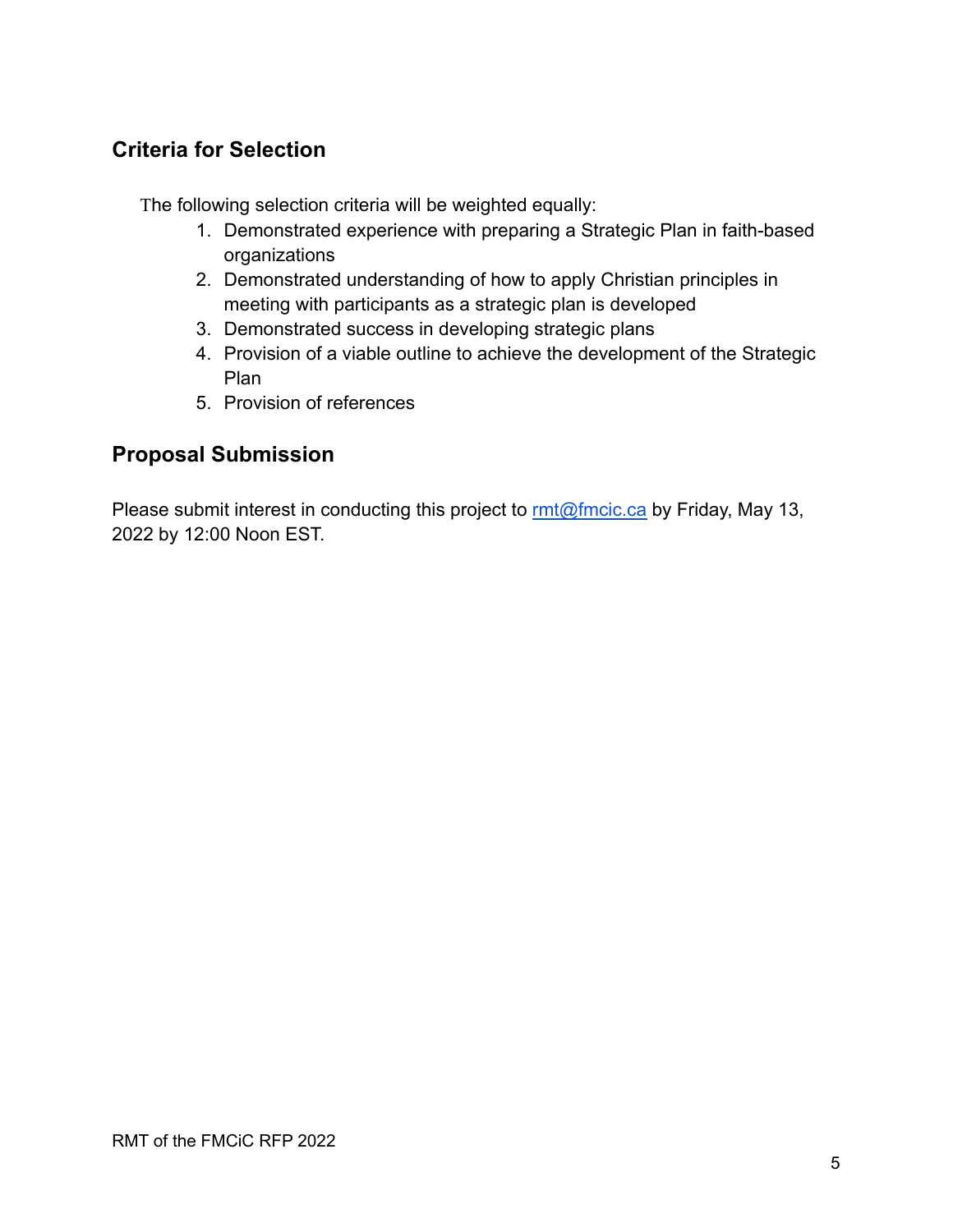## Criteria for Selection

The following selection criteria will be weighted equally:

1. Demonstrated experience with preparing a Strategic Plan in faith-based organizations
2. Demonstrated understanding of how to apply Christian principles in meeting with participants as a strategic plan is developed
3. Demonstrated success in developing strategic plans
4. Provision of a viable outline to achieve the development of the Strategic Plan
5. Provision of references

## Proposal Submission

Please submit interest in conducting this project to rmt@fmcic.ca by Friday, May 13, 2022 by 12:00 Noon EST.